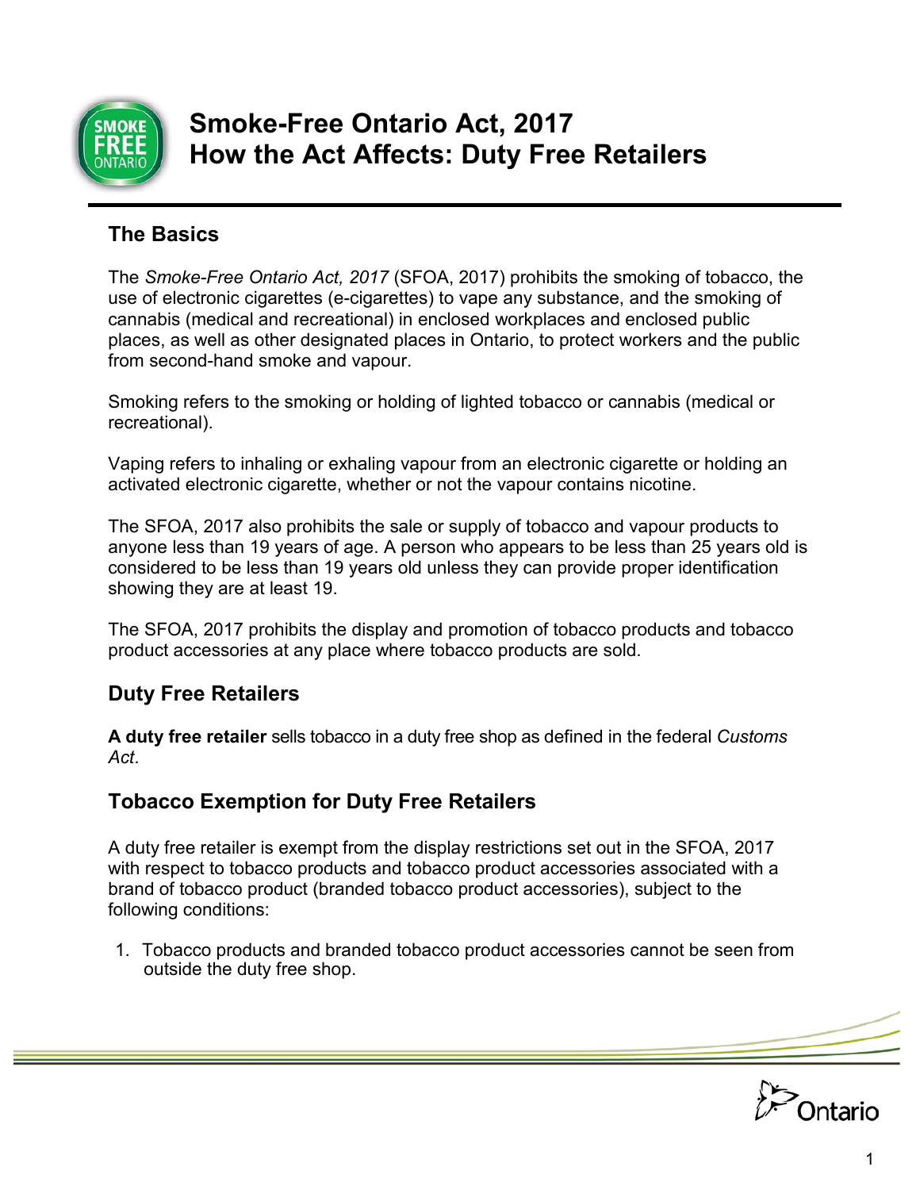# Smoke-Free Ontario Act, 2017
# How the Act Affects: Duty Free Retailers

## The Basics

The *Smoke-Free Ontario Act, 2017* (SFOA, 2017) prohibits the smoking of tobacco, the use of electronic cigarettes (e-cigarettes) to vape any substance, and the smoking of cannabis (medical and recreational) in enclosed workplaces and enclosed public places, as well as other designated places in Ontario, to protect workers and the public from second-hand smoke and vapour.

Smoking refers to the smoking or holding of lighted tobacco or cannabis (medical or recreational).

Vaping refers to inhaling or exhaling vapour from an electronic cigarette or holding an activated electronic cigarette, whether or not the vapour contains nicotine.

The SFOA, 2017 also prohibits the sale or supply of tobacco and vapour products to anyone less than 19 years of age. A person who appears to be less than 25 years old is considered to be less than 19 years old unless they can provide proper identification showing they are at least 19.

The SFOA, 2017 prohibits the display and promotion of tobacco products and tobacco product accessories at any place where tobacco products are sold.

## Duty Free Retailers

**A duty free retailer** sells tobacco in a duty free shop as defined in the federal *Customs Act*.

## Tobacco Exemption for Duty Free Retailers

A duty free retailer is exempt from the display restrictions set out in the SFOA, 2017 with respect to tobacco products and tobacco product accessories associated with a brand of tobacco product (branded tobacco product accessories), subject to the following conditions:

1. Tobacco products and branded tobacco product accessories cannot be seen from outside the duty free shop.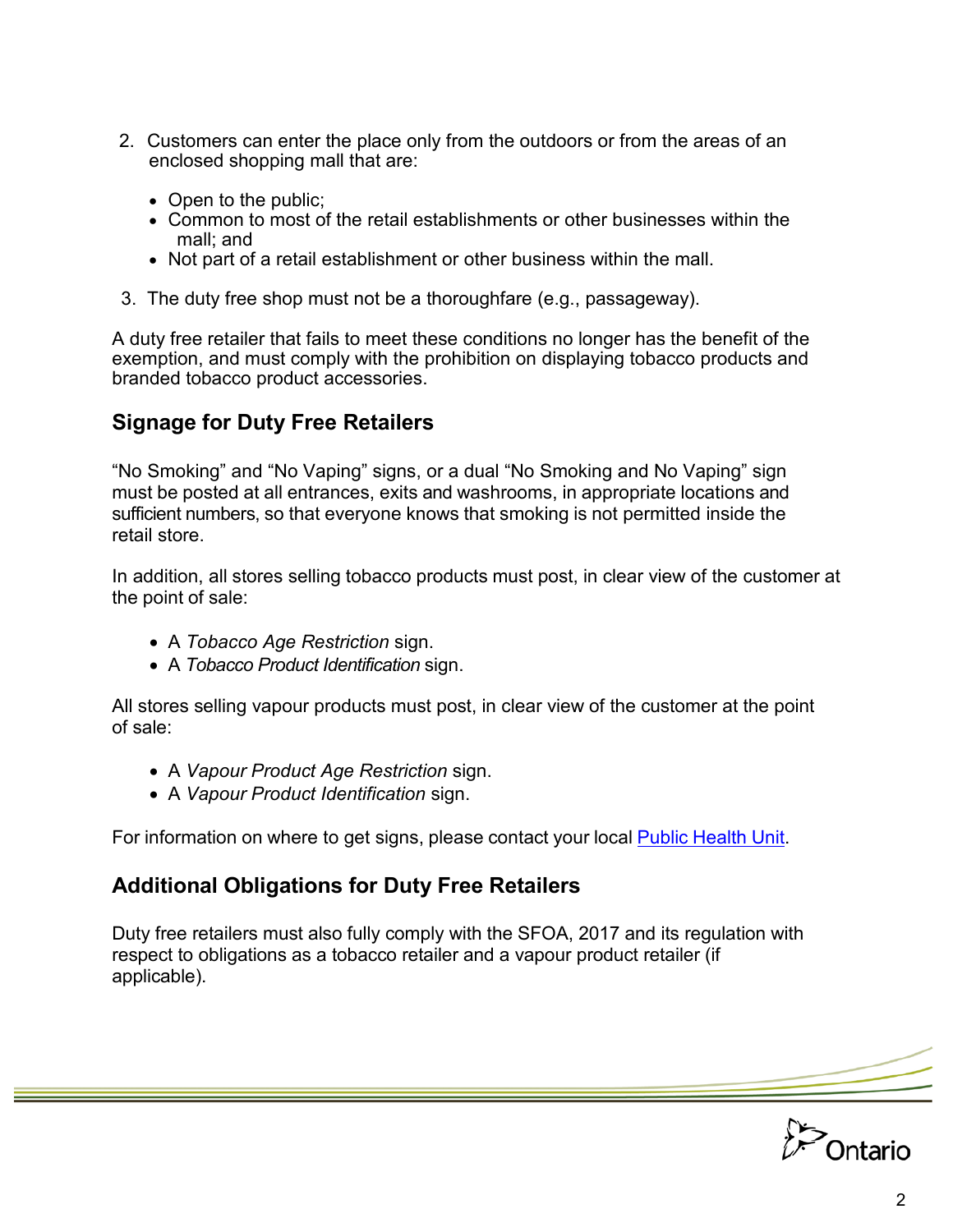2. Customers can enter the place only from the outdoors or from the areas of an enclosed shopping mall that are:

   - Open to the public;
   - Common to most of the retail establishments or other businesses within the mall; and
   - Not part of a retail establishment or other business within the mall.

3. The duty free shop must not be a thoroughfare (e.g., passageway).

A duty free retailer that fails to meet these conditions no longer has the benefit of the exemption, and must comply with the prohibition on displaying tobacco products and branded tobacco product accessories.

## Signage for Duty Free Retailers

"No Smoking" and "No Vaping" signs, or a dual "No Smoking and No Vaping" sign must be posted at all entrances, exits and washrooms, in appropriate locations and sufficient numbers, so that everyone knows that smoking is not permitted inside the retail store.

In addition, all stores selling tobacco products must post, in clear view of the customer at the point of sale:

- A *Tobacco Age Restriction* sign.
- A *Tobacco Product Identification* sign.

All stores selling vapour products must post, in clear view of the customer at the point of sale:

- A *Vapour Product Age Restriction* sign.
- A *Vapour Product Identification* sign.

For information on where to get signs, please contact your local Public Health Unit.

## Additional Obligations for Duty Free Retailers

Duty free retailers must also fully comply with the SFOA, 2017 and its regulation with respect to obligations as a tobacco retailer and a vapour product retailer (if applicable).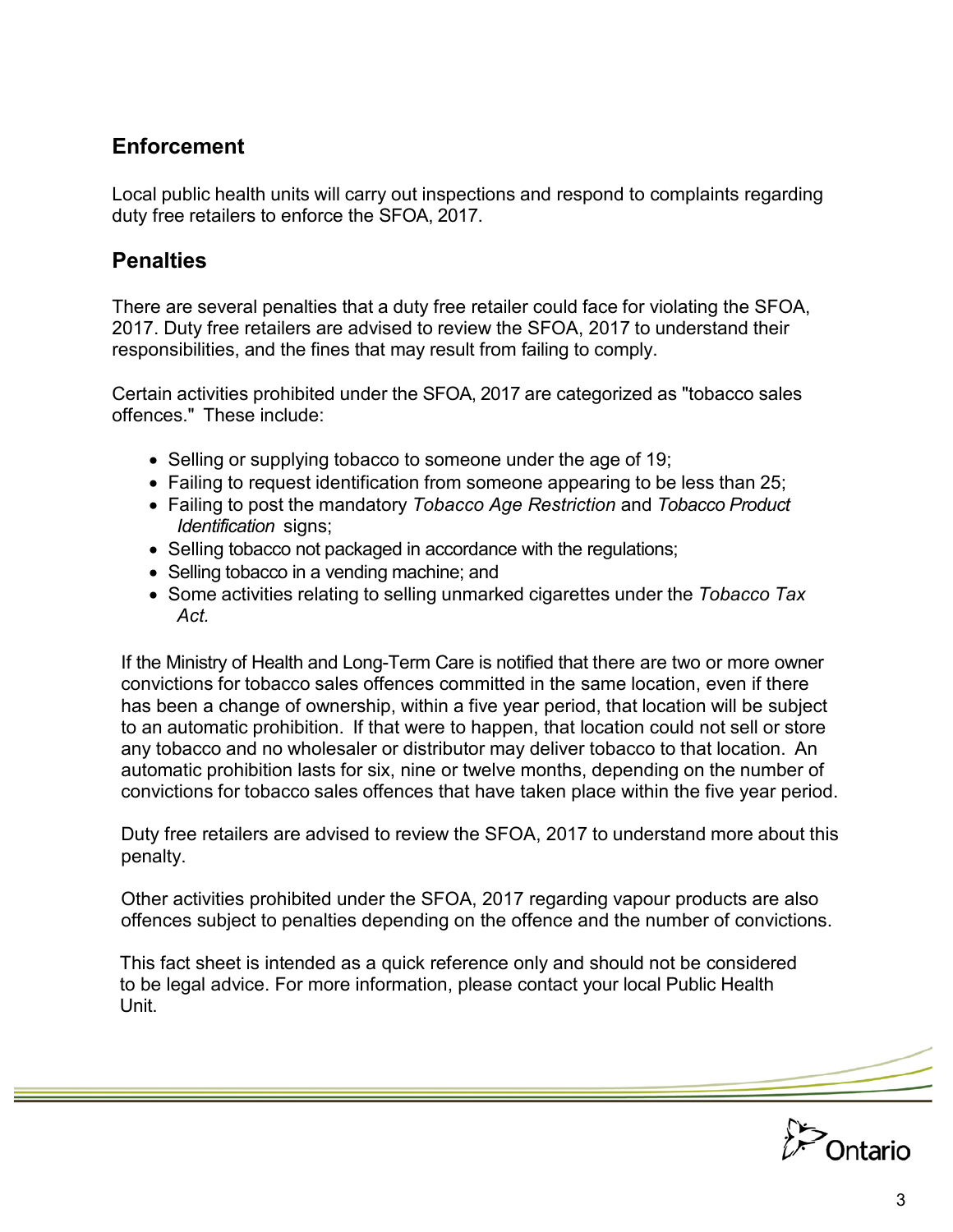## Enforcement

Local public health units will carry out inspections and respond to complaints regarding duty free retailers to enforce the SFOA, 2017.

## Penalties

There are several penalties that a duty free retailer could face for violating the SFOA, 2017. Duty free retailers are advised to review the SFOA, 2017 to understand their responsibilities, and the fines that may result from failing to comply.

Certain activities prohibited under the SFOA, 2017 are categorized as "tobacco sales offences." These include:

- Selling or supplying tobacco to someone under the age of 19;
- Failing to request identification from someone appearing to be less than 25;
- Failing to post the mandatory *Tobacco Age Restriction* and *Tobacco Product Identification* signs;
- Selling tobacco not packaged in accordance with the regulations;
- Selling tobacco in a vending machine; and
- Some activities relating to selling unmarked cigarettes under the *Tobacco Tax Act.*

If the Ministry of Health and Long-Term Care is notified that there are two or more owner convictions for tobacco sales offences committed in the same location, even if there has been a change of ownership, within a five year period, that location will be subject to an automatic prohibition. If that were to happen, that location could not sell or store any tobacco and no wholesaler or distributor may deliver tobacco to that location. An automatic prohibition lasts for six, nine or twelve months, depending on the number of convictions for tobacco sales offences that have taken place within the five year period.

Duty free retailers are advised to review the SFOA, 2017 to understand more about this penalty.

Other activities prohibited under the SFOA, 2017 regarding vapour products are also offences subject to penalties depending on the offence and the number of convictions.

This fact sheet is intended as a quick reference only and should not be considered to be legal advice. For more information, please contact your local Public Health Unit.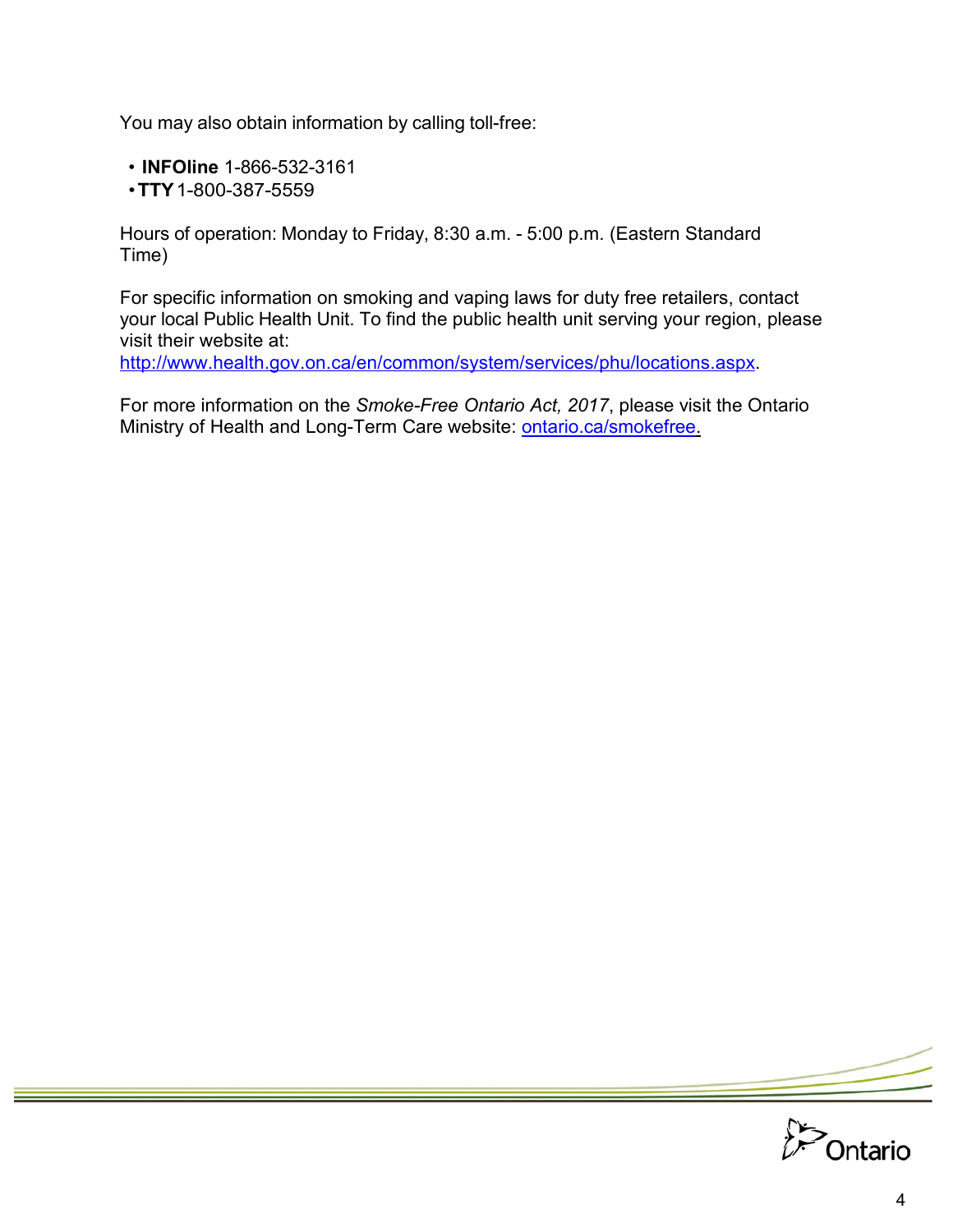You may also obtain information by calling toll-free:

- **INFOline** 1-866-532-3161
- **TTY** 1-800-387-5559

Hours of operation: Monday to Friday, 8:30 a.m. - 5:00 p.m. (Eastern Standard Time)

For specific information on smoking and vaping laws for duty free retailers, contact your local Public Health Unit. To find the public health unit serving your region, please visit their website at:
http://www.health.gov.on.ca/en/common/system/services/phu/locations.aspx.

For more information on the *Smoke-Free Ontario Act, 2017*, please visit the Ontario Ministry of Health and Long-Term Care website: ontario.ca/smokefree.

Ontario